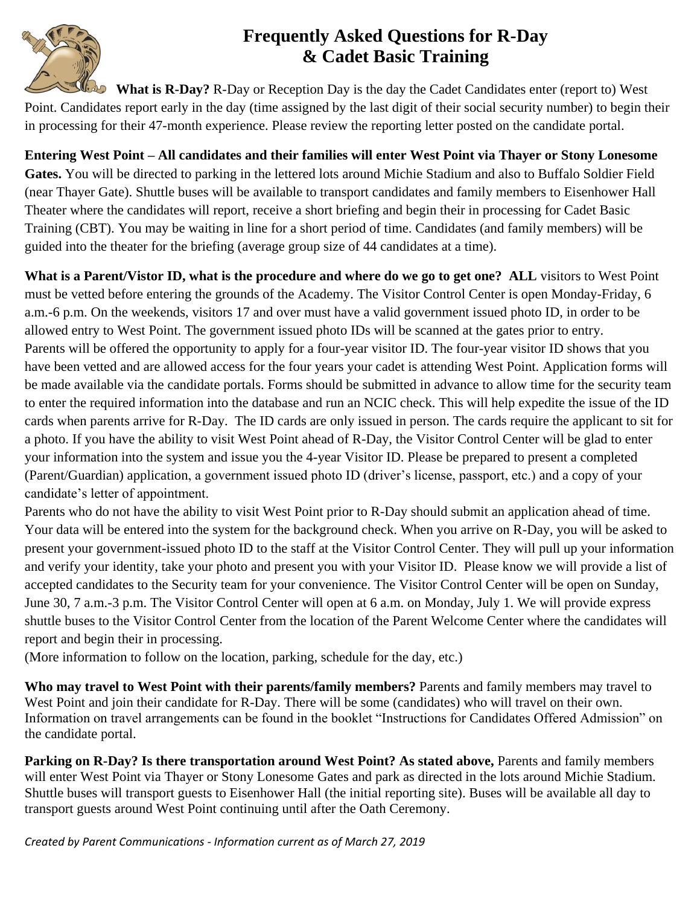# Frequently Asked Questions for R-Day & Cadet Basic Training

**What is R-Day?** R-Day or Reception Day is the day the Cadet Candidates enter (report to) West Point. Candidates report early in the day (time assigned by the last digit of their social security number) to begin their in processing for their 47-month experience. Please review the reporting letter posted on the candidate portal.

**Entering West Point – All candidates and their families will enter West Point via Thayer or Stony Lonesome Gates.** You will be directed to parking in the lettered lots around Michie Stadium and also to Buffalo Soldier Field (near Thayer Gate). Shuttle buses will be available to transport candidates and family members to Eisenhower Hall Theater where the candidates will report, receive a short briefing and begin their in processing for Cadet Basic Training (CBT). You may be waiting in line for a short period of time. Candidates (and family members) will be guided into the theater for the briefing (average group size of 44 candidates at a time).

**What is a Parent/Vistor ID, what is the procedure and where do we go to get one? ALL** visitors to West Point must be vetted before entering the grounds of the Academy. The Visitor Control Center is open Monday-Friday, 6 a.m.-6 p.m. On the weekends, visitors 17 and over must have a valid government issued photo ID, in order to be allowed entry to West Point. The government issued photo IDs will be scanned at the gates prior to entry.
Parents will be offered the opportunity to apply for a four-year visitor ID. The four-year visitor ID shows that you have been vetted and are allowed access for the four years your cadet is attending West Point. Application forms will be made available via the candidate portals. Forms should be submitted in advance to allow time for the security team to enter the required information into the database and run an NCIC check. This will help expedite the issue of the ID cards when parents arrive for R-Day. The ID cards are only issued in person. The cards require the applicant to sit for a photo. If you have the ability to visit West Point ahead of R-Day, the Visitor Control Center will be glad to enter your information into the system and issue you the 4-year Visitor ID. Please be prepared to present a completed (Parent/Guardian) application, a government issued photo ID (driver's license, passport, etc.) and a copy of your candidate's letter of appointment.
Parents who do not have the ability to visit West Point prior to R-Day should submit an application ahead of time. Your data will be entered into the system for the background check. When you arrive on R-Day, you will be asked to present your government-issued photo ID to the staff at the Visitor Control Center. They will pull up your information and verify your identity, take your photo and present you with your Visitor ID. Please know we will provide a list of accepted candidates to the Security team for your convenience. The Visitor Control Center will be open on Sunday, June 30, 7 a.m.-3 p.m. The Visitor Control Center will open at 6 a.m. on Monday, July 1. We will provide express shuttle buses to the Visitor Control Center from the location of the Parent Welcome Center where the candidates will report and begin their in processing.
(More information to follow on the location, parking, schedule for the day, etc.)

**Who may travel to West Point with their parents/family members?** Parents and family members may travel to West Point and join their candidate for R-Day. There will be some (candidates) who will travel on their own. Information on travel arrangements can be found in the booklet "Instructions for Candidates Offered Admission" on the candidate portal.

**Parking on R-Day? Is there transportation around West Point? As stated above,** Parents and family members will enter West Point via Thayer or Stony Lonesome Gates and park as directed in the lots around Michie Stadium. Shuttle buses will transport guests to Eisenhower Hall (the initial reporting site). Buses will be available all day to transport guests around West Point continuing until after the Oath Ceremony.

*Created by Parent Communications - Information current as of March 27, 2019*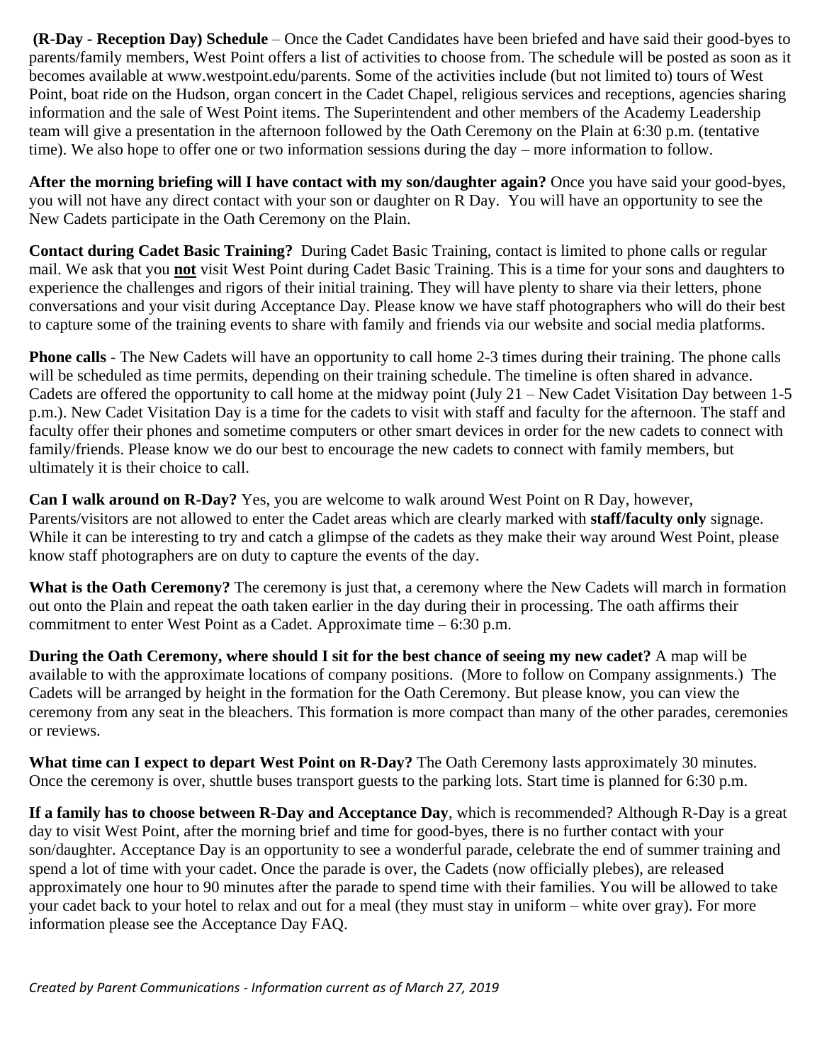**(R-Day - Reception Day) Schedule** – Once the Cadet Candidates have been briefed and have said their good-byes to parents/family members, West Point offers a list of activities to choose from. The schedule will be posted as soon as it becomes available at www.westpoint.edu/parents. Some of the activities include (but not limited to) tours of West Point, boat ride on the Hudson, organ concert in the Cadet Chapel, religious services and receptions, agencies sharing information and the sale of West Point items. The Superintendent and other members of the Academy Leadership team will give a presentation in the afternoon followed by the Oath Ceremony on the Plain at 6:30 p.m. (tentative time). We also hope to offer one or two information sessions during the day – more information to follow.

**After the morning briefing will I have contact with my son/daughter again?** Once you have said your good-byes, you will not have any direct contact with your son or daughter on R Day. You will have an opportunity to see the New Cadets participate in the Oath Ceremony on the Plain.

**Contact during Cadet Basic Training?** During Cadet Basic Training, contact is limited to phone calls or regular mail. We ask that you **not** visit West Point during Cadet Basic Training. This is a time for your sons and daughters to experience the challenges and rigors of their initial training. They will have plenty to share via their letters, phone conversations and your visit during Acceptance Day. Please know we have staff photographers who will do their best to capture some of the training events to share with family and friends via our website and social media platforms.

**Phone calls** - The New Cadets will have an opportunity to call home 2-3 times during their training. The phone calls will be scheduled as time permits, depending on their training schedule. The timeline is often shared in advance. Cadets are offered the opportunity to call home at the midway point (July 21 – New Cadet Visitation Day between 1-5 p.m.). New Cadet Visitation Day is a time for the cadets to visit with staff and faculty for the afternoon. The staff and faculty offer their phones and sometime computers or other smart devices in order for the new cadets to connect with family/friends. Please know we do our best to encourage the new cadets to connect with family members, but ultimately it is their choice to call.

**Can I walk around on R-Day?** Yes, you are welcome to walk around West Point on R Day, however, Parents/visitors are not allowed to enter the Cadet areas which are clearly marked with **staff/faculty only** signage. While it can be interesting to try and catch a glimpse of the cadets as they make their way around West Point, please know staff photographers are on duty to capture the events of the day.

**What is the Oath Ceremony?** The ceremony is just that, a ceremony where the New Cadets will march in formation out onto the Plain and repeat the oath taken earlier in the day during their in processing. The oath affirms their commitment to enter West Point as a Cadet. Approximate time – 6:30 p.m.

**During the Oath Ceremony, where should I sit for the best chance of seeing my new cadet?** A map will be available to with the approximate locations of company positions. (More to follow on Company assignments.) The Cadets will be arranged by height in the formation for the Oath Ceremony. But please know, you can view the ceremony from any seat in the bleachers. This formation is more compact than many of the other parades, ceremonies or reviews.

**What time can I expect to depart West Point on R-Day?** The Oath Ceremony lasts approximately 30 minutes. Once the ceremony is over, shuttle buses transport guests to the parking lots. Start time is planned for 6:30 p.m.

**If a family has to choose between R-Day and Acceptance Day**, which is recommended? Although R-Day is a great day to visit West Point, after the morning brief and time for good-byes, there is no further contact with your son/daughter. Acceptance Day is an opportunity to see a wonderful parade, celebrate the end of summer training and spend a lot of time with your cadet. Once the parade is over, the Cadets (now officially plebes), are released approximately one hour to 90 minutes after the parade to spend time with their families. You will be allowed to take your cadet back to your hotel to relax and out for a meal (they must stay in uniform – white over gray). For more information please see the Acceptance Day FAQ.

*Created by Parent Communications - Information current as of March 27, 2019*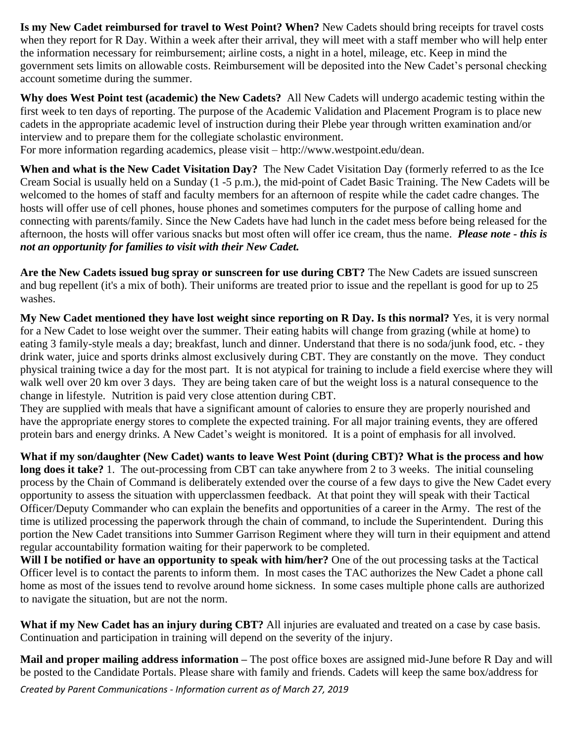**Is my New Cadet reimbursed for travel to West Point? When?** New Cadets should bring receipts for travel costs when they report for R Day. Within a week after their arrival, they will meet with a staff member who will help enter the information necessary for reimbursement; airline costs, a night in a hotel, mileage, etc. Keep in mind the government sets limits on allowable costs. Reimbursement will be deposited into the New Cadet's personal checking account sometime during the summer.

**Why does West Point test (academic) the New Cadets?** All New Cadets will undergo academic testing within the first week to ten days of reporting. The purpose of the Academic Validation and Placement Program is to place new cadets in the appropriate academic level of instruction during their Plebe year through written examination and/or interview and to prepare them for the collegiate scholastic environment.
For more information regarding academics, please visit – http://www.westpoint.edu/dean.

**When and what is the New Cadet Visitation Day?** The New Cadet Visitation Day (formerly referred to as the Ice Cream Social is usually held on a Sunday (1 -5 p.m.), the mid-point of Cadet Basic Training. The New Cadets will be welcomed to the homes of staff and faculty members for an afternoon of respite while the cadet cadre changes. The hosts will offer use of cell phones, house phones and sometimes computers for the purpose of calling home and connecting with parents/family. Since the New Cadets have had lunch in the cadet mess before being released for the afternoon, the hosts will offer various snacks but most often will offer ice cream, thus the name. ***Please note - this is not an opportunity for families to visit with their New Cadet.***

**Are the New Cadets issued bug spray or sunscreen for use during CBT?** The New Cadets are issued sunscreen and bug repellent (it's a mix of both). Their uniforms are treated prior to issue and the repellant is good for up to 25 washes.

**My New Cadet mentioned they have lost weight since reporting on R Day. Is this normal?** Yes, it is very normal for a New Cadet to lose weight over the summer. Their eating habits will change from grazing (while at home) to eating 3 family-style meals a day; breakfast, lunch and dinner. Understand that there is no soda/junk food, etc. - they drink water, juice and sports drinks almost exclusively during CBT. They are constantly on the move. They conduct physical training twice a day for the most part. It is not atypical for training to include a field exercise where they will walk well over 20 km over 3 days. They are being taken care of but the weight loss is a natural consequence to the change in lifestyle. Nutrition is paid very close attention during CBT.
They are supplied with meals that have a significant amount of calories to ensure they are properly nourished and have the appropriate energy stores to complete the expected training. For all major training events, they are offered protein bars and energy drinks. A New Cadet's weight is monitored. It is a point of emphasis for all involved.

**What if my son/daughter (New Cadet) wants to leave West Point (during CBT)? What is the process and how long does it take?** 1. The out-processing from CBT can take anywhere from 2 to 3 weeks. The initial counseling process by the Chain of Command is deliberately extended over the course of a few days to give the New Cadet every opportunity to assess the situation with upperclassmen feedback. At that point they will speak with their Tactical Officer/Deputy Commander who can explain the benefits and opportunities of a career in the Army. The rest of the time is utilized processing the paperwork through the chain of command, to include the Superintendent. During this portion the New Cadet transitions into Summer Garrison Regiment where they will turn in their equipment and attend regular accountability formation waiting for their paperwork to be completed.
**Will I be notified or have an opportunity to speak with him/her?** One of the out processing tasks at the Tactical Officer level is to contact the parents to inform them. In most cases the TAC authorizes the New Cadet a phone call home as most of the issues tend to revolve around home sickness. In some cases multiple phone calls are authorized to navigate the situation, but are not the norm.

**What if my New Cadet has an injury during CBT?** All injuries are evaluated and treated on a case by case basis. Continuation and participation in training will depend on the severity of the injury.

**Mail and proper mailing address information –** The post office boxes are assigned mid-June before R Day and will be posted to the Candidate Portals. Please share with family and friends. Cadets will keep the same box/address for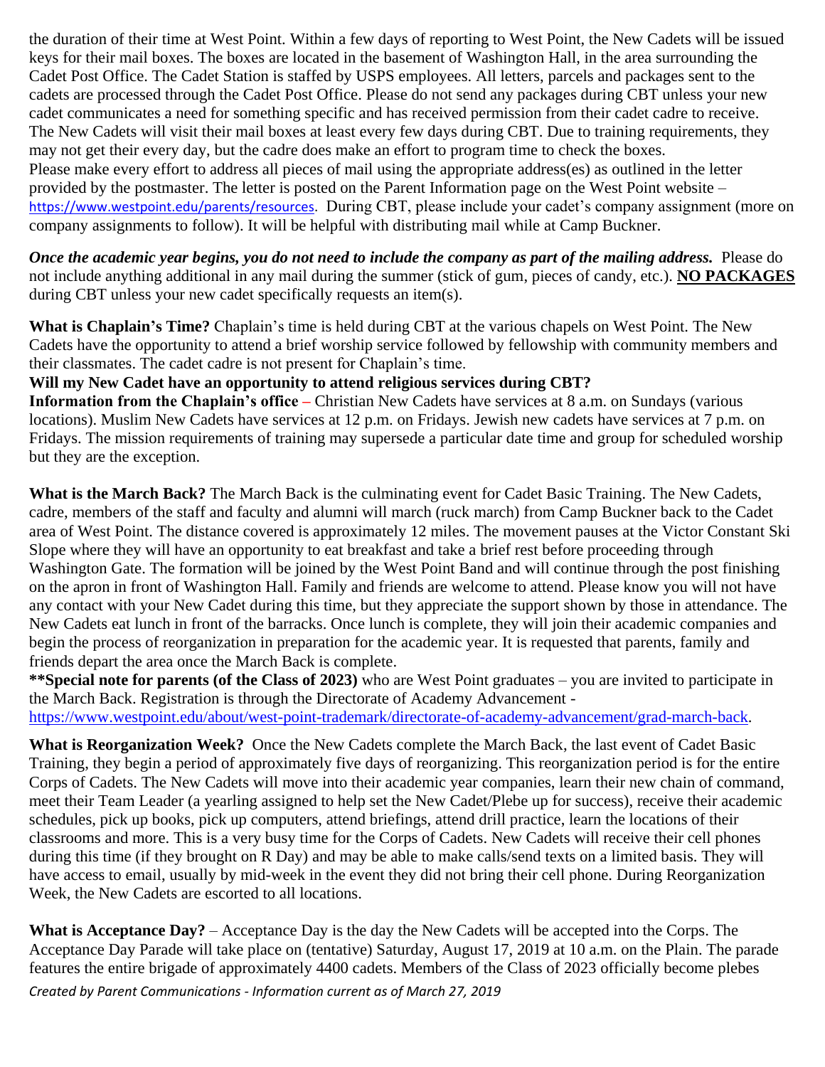the duration of their time at West Point. Within a few days of reporting to West Point, the New Cadets will be issued keys for their mail boxes. The boxes are located in the basement of Washington Hall, in the area surrounding the Cadet Post Office. The Cadet Station is staffed by USPS employees. All letters, parcels and packages sent to the cadets are processed through the Cadet Post Office. Please do not send any packages during CBT unless your new cadet communicates a need for something specific and has received permission from their cadet cadre to receive. The New Cadets will visit their mail boxes at least every few days during CBT. Due to training requirements, they may not get their every day, but the cadre does make an effort to program time to check the boxes. Please make every effort to address all pieces of mail using the appropriate address(es) as outlined in the letter provided by the postmaster. The letter is posted on the Parent Information page on the West Point website – https://www.westpoint.edu/parents/resources. During CBT, please include your cadet's company assignment (more on company assignments to follow). It will be helpful with distributing mail while at Camp Buckner.

***Once the academic year begins, you do not need to include the company as part of the mailing address.*** Please do not include anything additional in any mail during the summer (stick of gum, pieces of candy, etc.). **NO PACKAGES** during CBT unless your new cadet specifically requests an item(s).

**What is Chaplain's Time?** Chaplain's time is held during CBT at the various chapels on West Point. The New Cadets have the opportunity to attend a brief worship service followed by fellowship with community members and their classmates. The cadet cadre is not present for Chaplain's time.

**Will my New Cadet have an opportunity to attend religious services during CBT?**
**Information from the Chaplain's office** – Christian New Cadets have services at 8 a.m. on Sundays (various locations). Muslim New Cadets have services at 12 p.m. on Fridays. Jewish new cadets have services at 7 p.m. on Fridays. The mission requirements of training may supersede a particular date time and group for scheduled worship but they are the exception.

**What is the March Back?** The March Back is the culminating event for Cadet Basic Training. The New Cadets, cadre, members of the staff and faculty and alumni will march (ruck march) from Camp Buckner back to the Cadet area of West Point. The distance covered is approximately 12 miles. The movement pauses at the Victor Constant Ski Slope where they will have an opportunity to eat breakfast and take a brief rest before proceeding through Washington Gate. The formation will be joined by the West Point Band and will continue through the post finishing on the apron in front of Washington Hall. Family and friends are welcome to attend. Please know you will not have any contact with your New Cadet during this time, but they appreciate the support shown by those in attendance. The New Cadets eat lunch in front of the barracks. Once lunch is complete, they will join their academic companies and begin the process of reorganization in preparation for the academic year. It is requested that parents, family and friends depart the area once the March Back is complete.
****Special note for parents (of the Class of 2023)** who are West Point graduates – you are invited to participate in the March Back. Registration is through the Directorate of Academy Advancement - https://www.westpoint.edu/about/west-point-trademark/directorate-of-academy-advancement/grad-march-back.

**What is Reorganization Week?** Once the New Cadets complete the March Back, the last event of Cadet Basic Training, they begin a period of approximately five days of reorganizing. This reorganization period is for the entire Corps of Cadets. The New Cadets will move into their academic year companies, learn their new chain of command, meet their Team Leader (a yearling assigned to help set the New Cadet/Plebe up for success), receive their academic schedules, pick up books, pick up computers, attend briefings, attend drill practice, learn the locations of their classrooms and more. This is a very busy time for the Corps of Cadets. New Cadets will receive their cell phones during this time (if they brought on R Day) and may be able to make calls/send texts on a limited basis. They will have access to email, usually by mid-week in the event they did not bring their cell phone. During Reorganization Week, the New Cadets are escorted to all locations.

**What is Acceptance Day?** – Acceptance Day is the day the New Cadets will be accepted into the Corps. The Acceptance Day Parade will take place on (tentative) Saturday, August 17, 2019 at 10 a.m. on the Plain. The parade features the entire brigade of approximately 4400 cadets. Members of the Class of 2023 officially become plebes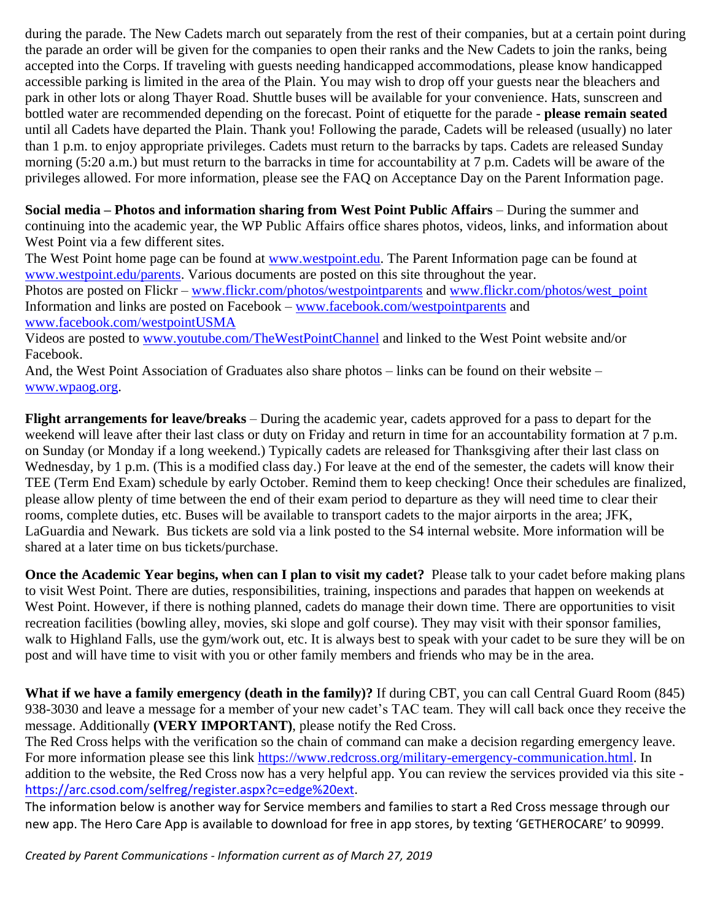during the parade. The New Cadets march out separately from the rest of their companies, but at a certain point during the parade an order will be given for the companies to open their ranks and the New Cadets to join the ranks, being accepted into the Corps. If traveling with guests needing handicapped accommodations, please know handicapped accessible parking is limited in the area of the Plain. You may wish to drop off your guests near the bleachers and park in other lots or along Thayer Road. Shuttle buses will be available for your convenience. Hats, sunscreen and bottled water are recommended depending on the forecast. Point of etiquette for the parade - **please remain seated** until all Cadets have departed the Plain. Thank you! Following the parade, Cadets will be released (usually) no later than 1 p.m. to enjoy appropriate privileges. Cadets must return to the barracks by taps. Cadets are released Sunday morning (5:20 a.m.) but must return to the barracks in time for accountability at 7 p.m. Cadets will be aware of the privileges allowed. For more information, please see the FAQ on Acceptance Day on the Parent Information page.

**Social media – Photos and information sharing from West Point Public Affairs** – During the summer and continuing into the academic year, the WP Public Affairs office shares photos, videos, links, and information about West Point via a few different sites.
The West Point home page can be found at www.westpoint.edu. The Parent Information page can be found at www.westpoint.edu/parents. Various documents are posted on this site throughout the year.
Photos are posted on Flickr – www.flickr.com/photos/westpointparents and www.flickr.com/photos/west_point
Information and links are posted on Facebook – www.facebook.com/westpointparents and www.facebook.com/westpointUSMA
Videos are posted to www.youtube.com/TheWestPointChannel and linked to the West Point website and/or Facebook.
And, the West Point Association of Graduates also share photos – links can be found on their website – www.wpaog.org.

**Flight arrangements for leave/breaks** – During the academic year, cadets approved for a pass to depart for the weekend will leave after their last class or duty on Friday and return in time for an accountability formation at 7 p.m. on Sunday (or Monday if a long weekend.) Typically cadets are released for Thanksgiving after their last class on Wednesday, by 1 p.m. (This is a modified class day.) For leave at the end of the semester, the cadets will know their TEE (Term End Exam) schedule by early October. Remind them to keep checking! Once their schedules are finalized, please allow plenty of time between the end of their exam period to departure as they will need time to clear their rooms, complete duties, etc. Buses will be available to transport cadets to the major airports in the area; JFK, LaGuardia and Newark. Bus tickets are sold via a link posted to the S4 internal website. More information will be shared at a later time on bus tickets/purchase.

**Once the Academic Year begins, when can I plan to visit my cadet?** Please talk to your cadet before making plans to visit West Point. There are duties, responsibilities, training, inspections and parades that happen on weekends at West Point. However, if there is nothing planned, cadets do manage their down time. There are opportunities to visit recreation facilities (bowling alley, movies, ski slope and golf course). They may visit with their sponsor families, walk to Highland Falls, use the gym/work out, etc. It is always best to speak with your cadet to be sure they will be on post and will have time to visit with you or other family members and friends who may be in the area.

**What if we have a family emergency (death in the family)?** If during CBT, you can call Central Guard Room (845) 938-3030 and leave a message for a member of your new cadet's TAC team. They will call back once they receive the message. Additionally **(VERY IMPORTANT)**, please notify the Red Cross.
The Red Cross helps with the verification so the chain of command can make a decision regarding emergency leave. For more information please see this link https://www.redcross.org/military-emergency-communication.html. In addition to the website, the Red Cross now has a very helpful app. You can review the services provided via this site - https://arc.csod.com/selfreg/register.aspx?c=edge%20ext.
The information below is another way for Service members and families to start a Red Cross message through our new app. The Hero Care App is available to download for free in app stores, by texting 'GETHEROCARE' to 90999.

*Created by Parent Communications - Information current as of March 27, 2019*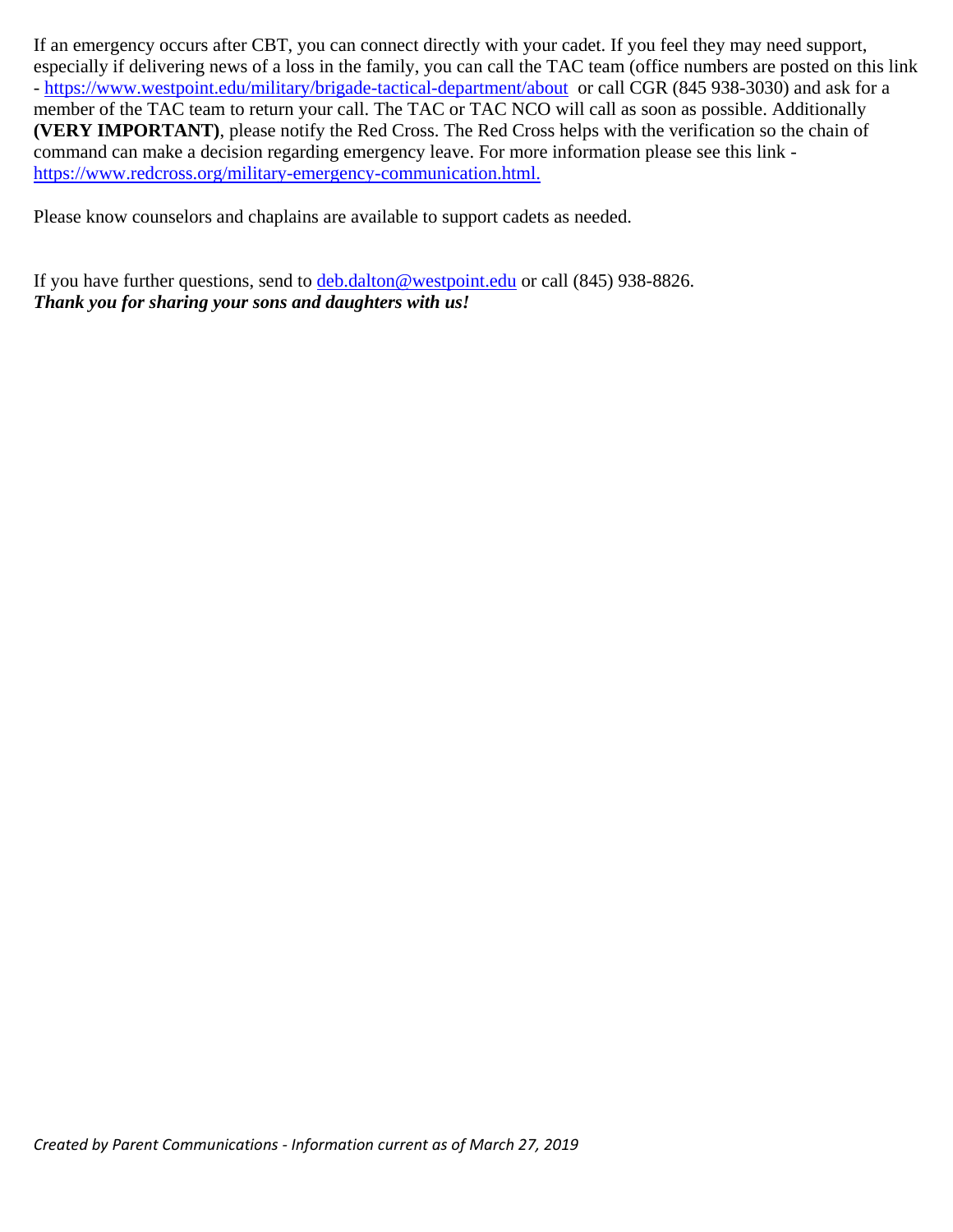If an emergency occurs after CBT, you can connect directly with your cadet. If you feel they may need support, especially if delivering news of a loss in the family, you can call the TAC team (office numbers are posted on this link - [https://www.westpoint.edu/military/brigade-tactical-department/about](https://www.westpoint.edu/military/brigade-tactical-department/about) or call CGR (845 938-3030) and ask for a member of the TAC team to return your call. The TAC or TAC NCO will call as soon as possible. Additionally **(VERY IMPORTANT)**, please notify the Red Cross. The Red Cross helps with the verification so the chain of command can make a decision regarding emergency leave. For more information please see this link - [https://www.redcross.org/military-emergency-communication.html.](https://www.redcross.org/military-emergency-communication.html)

Please know counselors and chaplains are available to support cadets as needed.

If you have further questions, send to [deb.dalton@westpoint.edu](mailto:deb.dalton@westpoint.edu) or call (845) 938-8826.
***Thank you for sharing your sons and daughters with us!***

*Created by Parent Communications - Information current as of March 27, 2019*